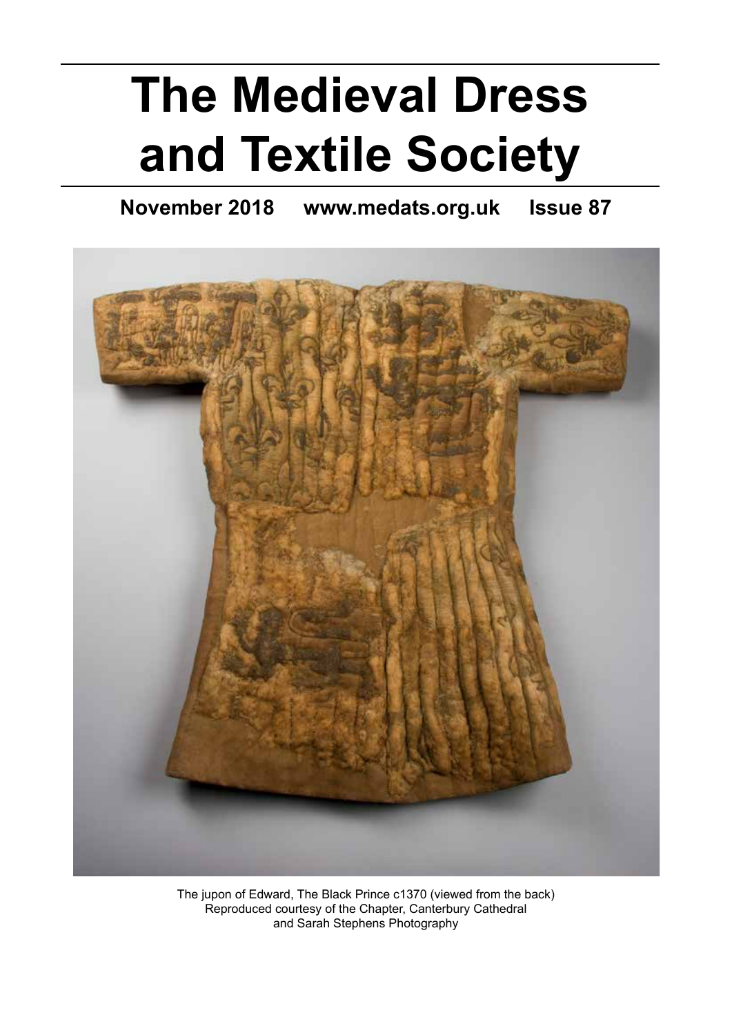# The Medieval Dress and Textile Society

**November 2018 www.medats.org.uk Issue 87**

The jupon of Edward, The Black Prince c1370 (viewed from the back)
Reproduced courtesy of the Chapter, Canterbury Cathedral
and Sarah Stephens Photography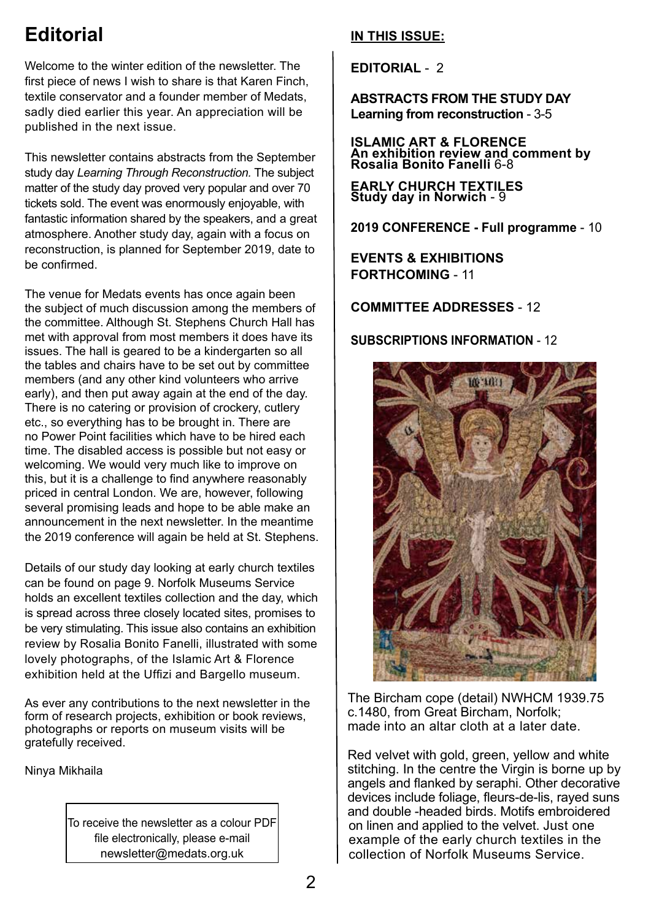# Editorial

Welcome to the winter edition of the newsletter. The first piece of news I wish to share is that Karen Finch, textile conservator and a founder member of Medats, sadly died earlier this year. An appreciation will be published in the next issue.

This newsletter contains abstracts from the September study day *Learning Through Reconstruction.* The subject matter of the study day proved very popular and over 70 tickets sold. The event was enormously enjoyable, with fantastic information shared by the speakers, and a great atmosphere. Another study day, again with a focus on reconstruction, is planned for September 2019, date to be confirmed.

The venue for Medats events has once again been the subject of much discussion among the members of the committee. Although St. Stephens Church Hall has met with approval from most members it does have its issues. The hall is geared to be a kindergarten so all the tables and chairs have to be set out by committee members (and any other kind volunteers who arrive early), and then put away again at the end of the day. There is no catering or provision of crockery, cutlery etc., so everything has to be brought in. There are no Power Point facilities which have to be hired each time. The disabled access is possible but not easy or welcoming. We would very much like to improve on this, but it is a challenge to find anywhere reasonably priced in central London. We are, however, following several promising leads and hope to be able make an announcement in the next newsletter. In the meantime the 2019 conference will again be held at St. Stephens.

Details of our study day looking at early church textiles can be found on page 9. Norfolk Museums Service holds an excellent textiles collection and the day, which is spread across three closely located sites, promises to be very stimulating. This issue also contains an exhibition review by Rosalia Bonito Fanelli, illustrated with some lovely photographs, of the Islamic Art & Florence exhibition held at the Uffizi and Bargello museum.

As ever any contributions to the next newsletter in the form of research projects, exhibition or book reviews, photographs or reports on museum visits will be gratefully received.

Ninya Mikhaila

To receive the newsletter as a colour PDF file electronically, please e-mail newsletter@medats.org.uk

## IN THIS ISSUE:

**EDITORIAL** - 2

**ABSTRACTS FROM THE STUDY DAY**
**Learning from reconstruction** - 3-5

**ISLAMIC ART & FLORENCE**
**An exhibition review and comment by Rosalia Bonito Fanelli** 6-8

**EARLY CHURCH TEXTILES**
**Study day in Norwich** - 9

**2019 CONFERENCE - Full programme** - 10

**EVENTS & EXHIBITIONS FORTHCOMING** - 11

**COMMITTEE ADDRESSES** - 12

**SUBSCRIPTIONS INFORMATION** - 12

The Bircham cope (detail) NWHCM 1939.75 c.1480, from Great Bircham, Norfolk; made into an altar cloth at a later date.

Red velvet with gold, green, yellow and white stitching. In the centre the Virgin is borne up by angels and flanked by seraphi. Other decorative devices include foliage, fleurs-de-lis, rayed suns and double -headed birds. Motifs embroidered on linen and applied to the velvet. Just one example of the early church textiles in the collection of Norfolk Museums Service.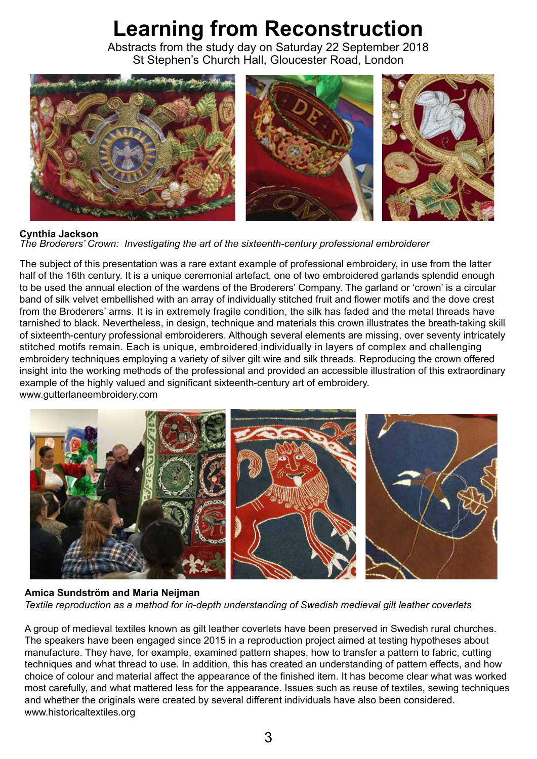# Learning from Reconstruction

Abstracts from the study day on Saturday 22 September 2018
St Stephen's Church Hall, Gloucester Road, London

**Cynthia Jackson**
*The Broderers' Crown: Investigating the art of the sixteenth-century professional embroiderer*

The subject of this presentation was a rare extant example of professional embroidery, in use from the latter half of the 16th century. It is a unique ceremonial artefact, one of two embroidered garlands splendid enough to be used the annual election of the wardens of the Broderers' Company. The garland or 'crown' is a circular band of silk velvet embellished with an array of individually stitched fruit and flower motifs and the dove crest from the Broderers' arms. It is in extremely fragile condition, the silk has faded and the metal threads have tarnished to black. Nevertheless, in design, technique and materials this crown illustrates the breath-taking skill of sixteenth-century professional embroiderers. Although several elements are missing, over seventy intricately stitched motifs remain. Each is unique, embroidered individually in layers of complex and challenging embroidery techniques employing a variety of silver gilt wire and silk threads. Reproducing the crown offered insight into the working methods of the professional and provided an accessible illustration of this extraordinary example of the highly valued and significant sixteenth-century art of embroidery.
www.gutterlaneembroidery.com

**Amica Sundström and Maria Neijman**
*Textile reproduction as a method for in-depth understanding of Swedish medieval gilt leather coverlets*

A group of medieval textiles known as gilt leather coverlets have been preserved in Swedish rural churches. The speakers have been engaged since 2015 in a reproduction project aimed at testing hypotheses about manufacture. They have, for example, examined pattern shapes, how to transfer a pattern to fabric, cutting techniques and what thread to use. In addition, this has created an understanding of pattern effects, and how choice of colour and material affect the appearance of the finished item. It has become clear what was worked most carefully, and what mattered less for the appearance. Issues such as reuse of textiles, sewing techniques and whether the originals were created by several different individuals have also been considered.
www.historicaltextiles.org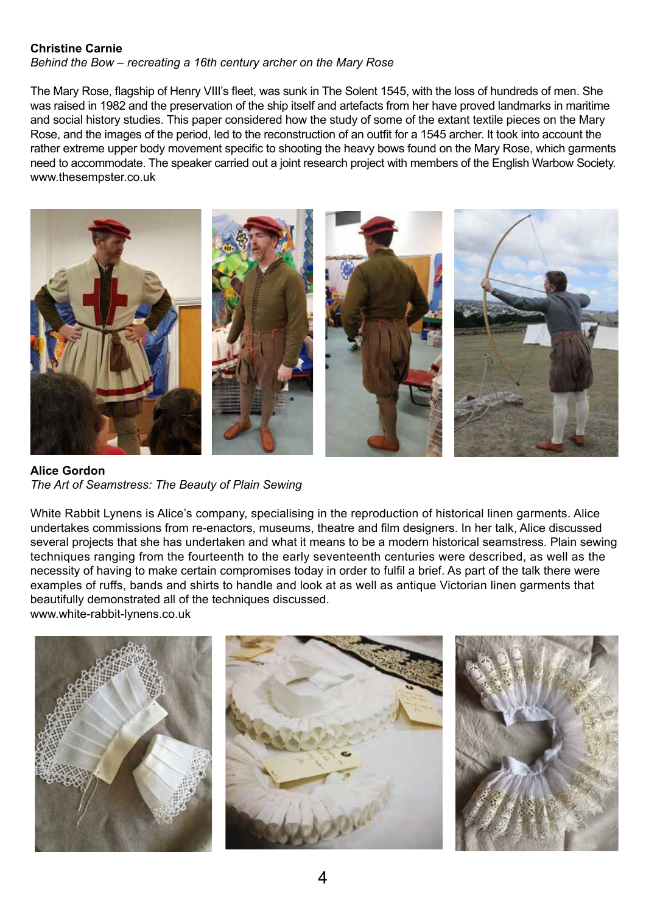**Christine Carnie**

*Behind the Bow – recreating a 16th century archer on the Mary Rose*

The Mary Rose, flagship of Henry VIII's fleet, was sunk in The Solent 1545, with the loss of hundreds of men. She was raised in 1982 and the preservation of the ship itself and artefacts from her have proved landmarks in maritime and social history studies. This paper considered how the study of some of the extant textile pieces on the Mary Rose, and the images of the period, led to the reconstruction of an outfit for a 1545 archer. It took into account the rather extreme upper body movement specific to shooting the heavy bows found on the Mary Rose, which garments need to accommodate. The speaker carried out a joint research project with members of the English Warbow Society.
www.thesempster.co.uk

**Alice Gordon**

*The Art of Seamstress: The Beauty of Plain Sewing*

White Rabbit Lynens is Alice's company, specialising in the reproduction of historical linen garments. Alice undertakes commissions from re-enactors, museums, theatre and film designers. In her talk, Alice discussed several projects that she has undertaken and what it means to be a modern historical seamstress. Plain sewing techniques ranging from the fourteenth to the early seventeenth centuries were described, as well as the necessity of having to make certain compromises today in order to fulfil a brief. As part of the talk there were examples of ruffs, bands and shirts to handle and look at as well as antique Victorian linen garments that beautifully demonstrated all of the techniques discussed.
www.white-rabbit-lynens.co.uk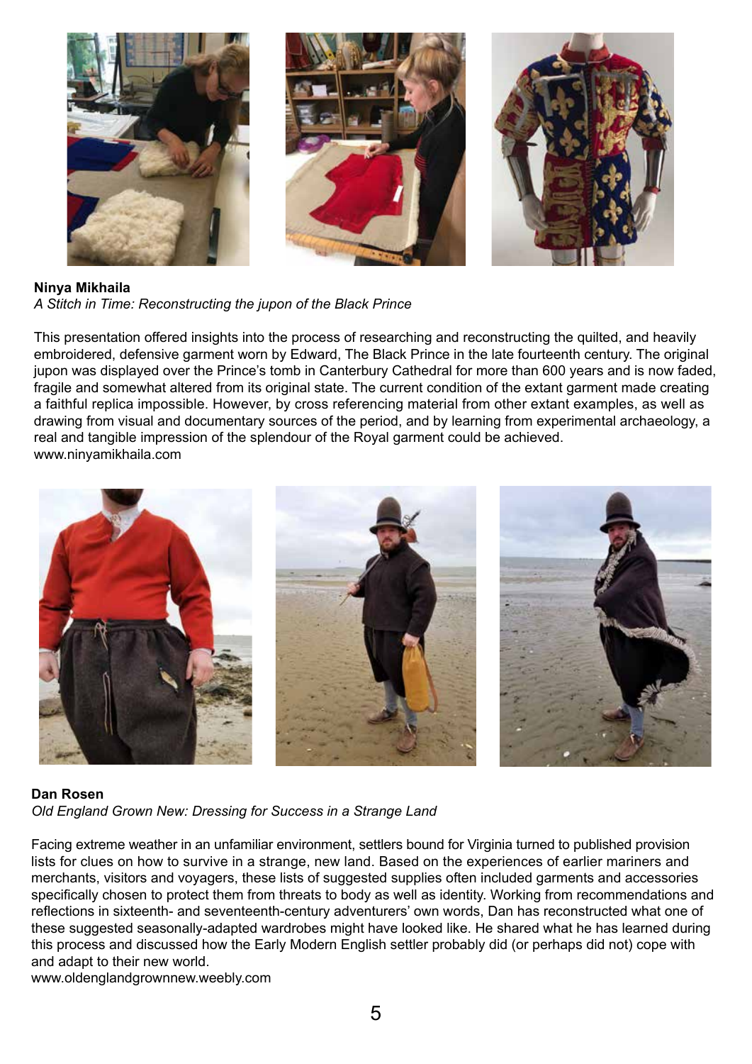**Ninya Mikhaila**
*A Stitch in Time: Reconstructing the jupon of the Black Prince*

This presentation offered insights into the process of researching and reconstructing the quilted, and heavily embroidered, defensive garment worn by Edward, The Black Prince in the late fourteenth century. The original jupon was displayed over the Prince's tomb in Canterbury Cathedral for more than 600 years and is now faded, fragile and somewhat altered from its original state. The current condition of the extant garment made creating a faithful replica impossible. However, by cross referencing material from other extant examples, as well as drawing from visual and documentary sources of the period, and by learning from experimental archaeology, a real and tangible impression of the splendour of the Royal garment could be achieved.
www.ninyamikhaila.com

**Dan Rosen**
*Old England Grown New: Dressing for Success in a Strange Land*

Facing extreme weather in an unfamiliar environment, settlers bound for Virginia turned to published provision lists for clues on how to survive in a strange, new land. Based on the experiences of earlier mariners and merchants, visitors and voyagers, these lists of suggested supplies often included garments and accessories specifically chosen to protect them from threats to body as well as identity. Working from recommendations and reflections in sixteenth- and seventeenth-century adventurers' own words, Dan has reconstructed what one of these suggested seasonally-adapted wardrobes might have looked like. He shared what he has learned during this process and discussed how the Early Modern English settler probably did (or perhaps did not) cope with and adapt to their new world.
www.oldenglandgrownnew.weebly.com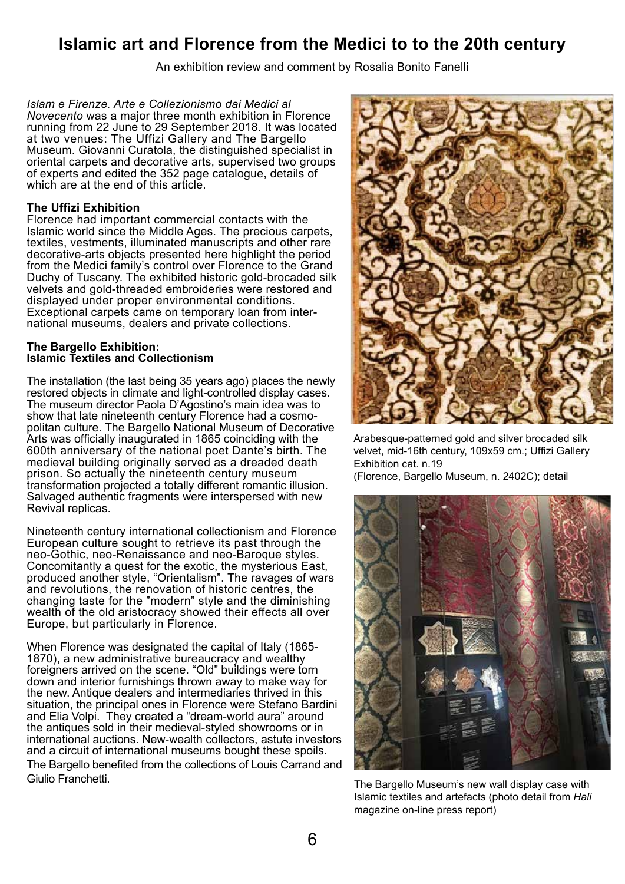# Islamic art and Florence from the Medici to to the 20th century

An exhibition review and comment by Rosalia Bonito Fanelli

*Islam e Firenze. Arte e Collezionismo dai Medici al Novecento* was a major three month exhibition in Florence running from 22 June to 29 September 2018. It was located at two venues: The Uffizi Gallery and The Bargello Museum. Giovanni Curatola, the distinguished specialist in oriental carpets and decorative arts, supervised two groups of experts and edited the 352 page catalogue, details of which are at the end of this article.

**The Uffizi Exhibition**

Florence had important commercial contacts with the Islamic world since the Middle Ages. The precious carpets, textiles, vestments, illuminated manuscripts and other rare decorative-arts objects presented here highlight the period from the Medici family's control over Florence to the Grand Duchy of Tuscany. The exhibited historic gold-brocaded silk velvets and gold-threaded embroideries were restored and displayed under proper environmental conditions. Exceptional carpets came on temporary loan from international museums, dealers and private collections.

**The Bargello Exhibition: Islamic Textiles and Collectionism**

The installation (the last being 35 years ago) places the newly restored objects in climate and light-controlled display cases. The museum director Paola D'Agostino's main idea was to show that late nineteenth century Florence had a cosmopolitan culture. The Bargello National Museum of Decorative Arts was officially inaugurated in 1865 coinciding with the 600th anniversary of the national poet Dante's birth. The medieval building originally served as a dreaded death prison. So actually the nineteenth century museum transformation projected a totally different romantic illusion. Salvaged authentic fragments were interspersed with new Revival replicas.

Nineteenth century international collectionism and Florence European culture sought to retrieve its past through the neo-Gothic, neo-Renaissance and neo-Baroque styles. Concomitantly a quest for the exotic, the mysterious East, produced another style, "Orientalism". The ravages of wars and revolutions, the renovation of historic centres, the changing taste for the "modern" style and the diminishing wealth of the old aristocracy showed their effects all over Europe, but particularly in Florence.

When Florence was designated the capital of Italy (1865-1870), a new administrative bureaucracy and wealthy foreigners arrived on the scene. "Old" buildings were torn down and interior furnishings thrown away to make way for the new. Antique dealers and intermediaries thrived in this situation, the principal ones in Florence were Stefano Bardini and Elia Volpi. They created a "dream-world aura" around the antiques sold in their medieval-styled showrooms or in international auctions. New-wealth collectors, astute investors and a circuit of international museums bought these spoils. The Bargello benefited from the collections of Louis Carrand and Giulio Franchetti.

Arabesque-patterned gold and silver brocaded silk velvet, mid-16th century, 109x59 cm.; Uffizi Gallery Exhibition cat. n.19
(Florence, Bargello Museum, n. 2402C); detail

The Bargello Museum's new wall display case with Islamic textiles and artefacts (photo detail from *Hali* magazine on-line press report)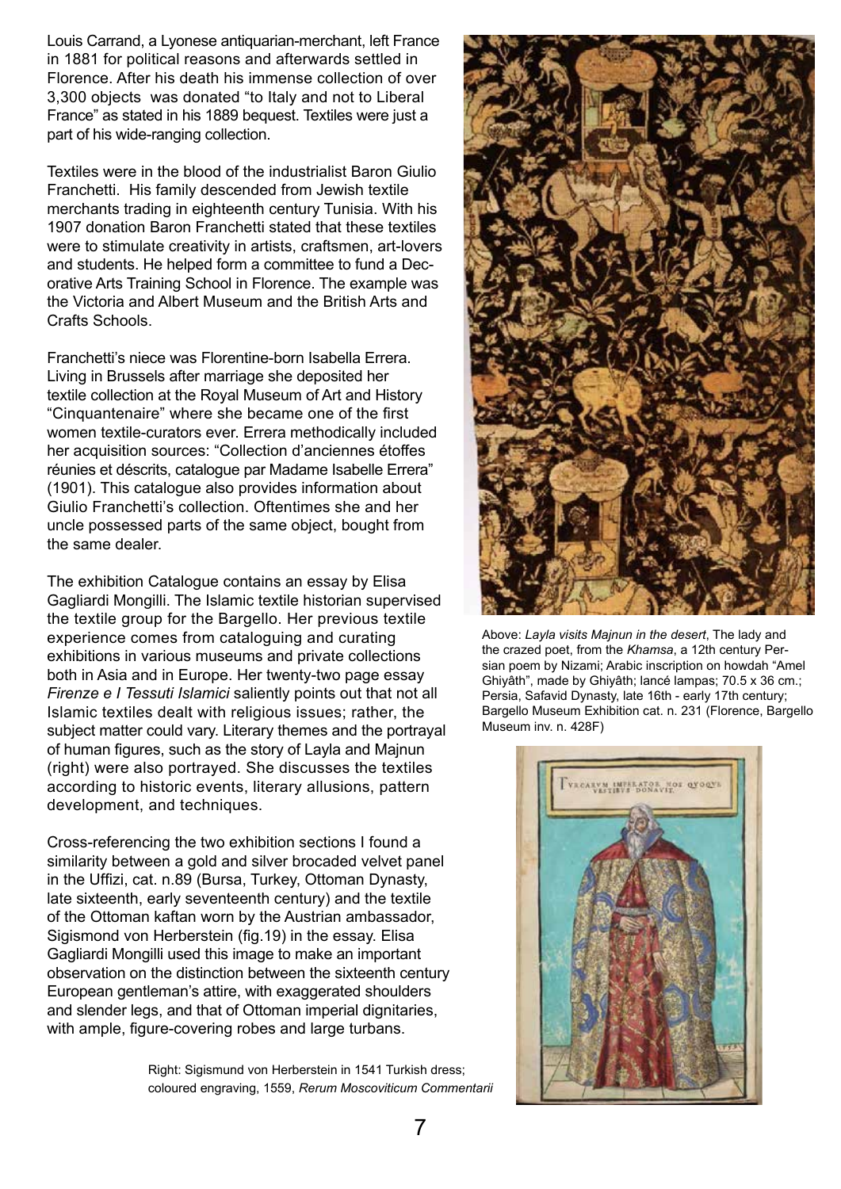Louis Carrand, a Lyonese antiquarian-merchant, left France in 1881 for political reasons and afterwards settled in Florence. After his death his immense collection of over 3,300 objects was donated "to Italy and not to Liberal France" as stated in his 1889 bequest. Textiles were just a part of his wide-ranging collection.

Textiles were in the blood of the industrialist Baron Giulio Franchetti. His family descended from Jewish textile merchants trading in eighteenth century Tunisia. With his 1907 donation Baron Franchetti stated that these textiles were to stimulate creativity in artists, craftsmen, art-lovers and students. He helped form a committee to fund a Decorative Arts Training School in Florence. The example was the Victoria and Albert Museum and the British Arts and Crafts Schools.

Franchetti's niece was Florentine-born Isabella Errera. Living in Brussels after marriage she deposited her textile collection at the Royal Museum of Art and History "Cinquantenaire" where she became one of the first women textile-curators ever. Errera methodically included her acquisition sources: "Collection d'anciennes étoffes réunies et déscrits, catalogue par Madame Isabelle Errera" (1901). This catalogue also provides information about Giulio Franchetti's collection. Oftentimes she and her uncle possessed parts of the same object, bought from the same dealer.

The exhibition Catalogue contains an essay by Elisa Gagliardi Mongilli. The Islamic textile historian supervised the textile group for the Bargello. Her previous textile experience comes from cataloguing and curating exhibitions in various museums and private collections both in Asia and in Europe. Her twenty-two page essay *Firenze e I Tessuti Islamici* saliently points out that not all Islamic textiles dealt with religious issues; rather, the subject matter could vary. Literary themes and the portrayal of human figures, such as the story of Layla and Majnun (right) were also portrayed. She discusses the textiles according to historic events, literary allusions, pattern development, and techniques.

Cross-referencing the two exhibition sections I found a similarity between a gold and silver brocaded velvet panel in the Uffizi, cat. n.89 (Bursa, Turkey, Ottoman Dynasty, late sixteenth, early seventeenth century) and the textile of the Ottoman kaftan worn by the Austrian ambassador, Sigismond von Herberstein (fig.19) in the essay. Elisa Gagliardi Mongilli used this image to make an important observation on the distinction between the sixteenth century European gentleman's attire, with exaggerated shoulders and slender legs, and that of Ottoman imperial dignitaries, with ample, figure-covering robes and large turbans.

Above: *Layla visits Majnun in the desert*, The lady and the crazed poet, from the *Khamsa*, a 12th century Persian poem by Nizami; Arabic inscription on howdah "Amel Ghiyâth", made by Ghiyâth; lancé lampas; 70.5 x 36 cm.; Persia, Safavid Dynasty, late 16th - early 17th century; Bargello Museum Exhibition cat. n. 231 (Florence, Bargello Museum inv. n. 428F)

Right: Sigismund von Herberstein in 1541 Turkish dress; coloured engraving, 1559, *Rerum Moscoviticum Commentarii*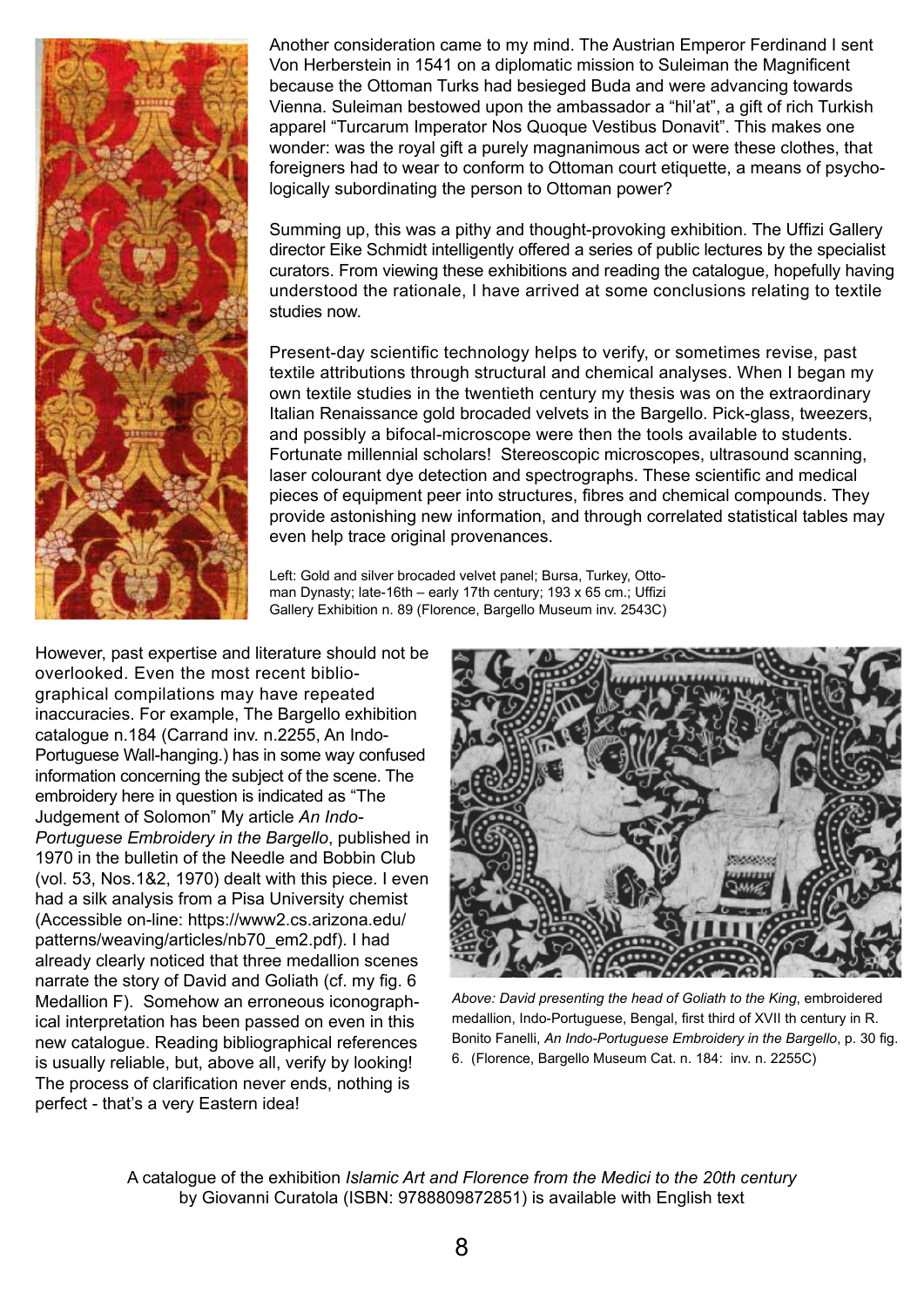Another consideration came to my mind. The Austrian Emperor Ferdinand I sent Von Herberstein in 1541 on a diplomatic mission to Suleiman the Magnificent because the Ottoman Turks had besieged Buda and were advancing towards Vienna. Suleiman bestowed upon the ambassador a "hil'at", a gift of rich Turkish apparel "Turcarum Imperator Nos Quoque Vestibus Donavit". This makes one wonder: was the royal gift a purely magnanimous act or were these clothes, that foreigners had to wear to conform to Ottoman court etiquette, a means of psychologically subordinating the person to Ottoman power?

Summing up, this was a pithy and thought-provoking exhibition. The Uffizi Gallery director Eike Schmidt intelligently offered a series of public lectures by the specialist curators. From viewing these exhibitions and reading the catalogue, hopefully having understood the rationale, I have arrived at some conclusions relating to textile studies now.

Present-day scientific technology helps to verify, or sometimes revise, past textile attributions through structural and chemical analyses. When I began my own textile studies in the twentieth century my thesis was on the extraordinary Italian Renaissance gold brocaded velvets in the Bargello. Pick-glass, tweezers, and possibly a bifocal-microscope were then the tools available to students. Fortunate millennial scholars! Stereoscopic microscopes, ultrasound scanning, laser colourant dye detection and spectrographs. These scientific and medical pieces of equipment peer into structures, fibres and chemical compounds. They provide astonishing new information, and through correlated statistical tables may even help trace original provenances.

Left: Gold and silver brocaded velvet panel; Bursa, Turkey, Ottoman Dynasty; late-16th – early 17th century; 193 x 65 cm.; Uffizi Gallery Exhibition n. 89 (Florence, Bargello Museum inv. 2543C)

However, past expertise and literature should not be overlooked. Even the most recent bibliographical compilations may have repeated inaccuracies. For example, The Bargello exhibition catalogue n.184 (Carrand inv. n.2255, An Indo-Portuguese Wall-hanging.) has in some way confused information concerning the subject of the scene. The embroidery here in question is indicated as "The Judgement of Solomon" My article *An Indo-Portuguese Embroidery in the Bargello*, published in 1970 in the bulletin of the Needle and Bobbin Club (vol. 53, Nos.1&2, 1970) dealt with this piece. I even had a silk analysis from a Pisa University chemist (Accessible on-line: https://www2.cs.arizona.edu/patterns/weaving/articles/nb70_em2.pdf). I had already clearly noticed that three medallion scenes narrate the story of David and Goliath (cf. my fig. 6 Medallion F). Somehow an erroneous iconographical interpretation has been passed on even in this new catalogue. Reading bibliographical references is usually reliable, but, above all, verify by looking! The process of clarification never ends, nothing is perfect - that's a very Eastern idea!

Above: *David presenting the head of Goliath to the King*, embroidered medallion, Indo-Portuguese, Bengal, first third of XVII th century in R. Bonito Fanelli, *An Indo-Portuguese Embroidery in the Bargello*, p. 30 fig. 6. (Florence, Bargello Museum Cat. n. 184: inv. n. 2255C)

A catalogue of the exhibition *Islamic Art and Florence from the Medici to the 20th century* by Giovanni Curatola (ISBN: 9788809872851) is available with English text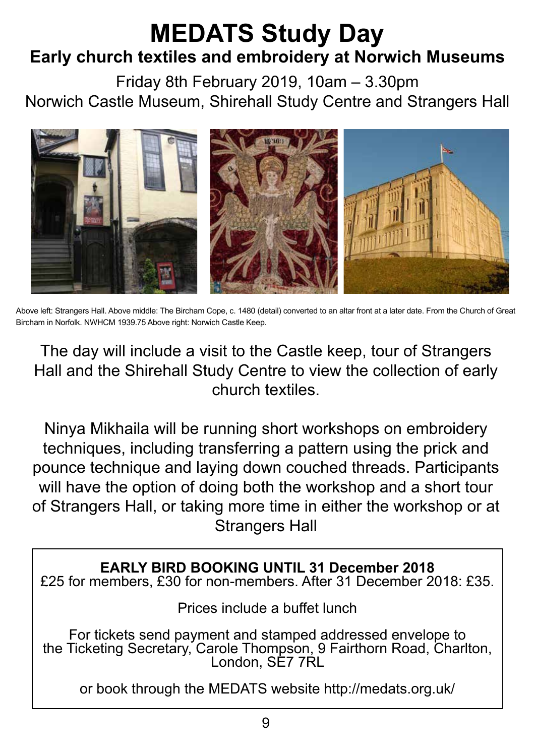# MEDATS Study Day

## Early church textiles and embroidery at Norwich Museums

Friday 8th February 2019, 10am – 3.30pm
Norwich Castle Museum, Shirehall Study Centre and Strangers Hall

Above left: Strangers Hall. Above middle: The Bircham Cope, c. 1480 (detail) converted to an altar front at a later date. From the Church of Great Bircham in Norfolk. NWHCM 1939.75 Above right: Norwich Castle Keep.

The day will include a visit to the Castle keep, tour of Strangers Hall and the Shirehall Study Centre to view the collection of early church textiles.

Ninya Mikhaila will be running short workshops on embroidery techniques, including transferring a pattern using the prick and pounce technique and laying down couched threads. Participants will have the option of doing both the workshop and a short tour of Strangers Hall, or taking more time in either the workshop or at Strangers Hall

**EARLY BIRD BOOKING UNTIL 31 December 2018**
£25 for members, £30 for non-members. After 31 December 2018: £35.

Prices include a buffet lunch

For tickets send payment and stamped addressed envelope to the Ticketing Secretary, Carole Thompson, 9 Fairthorn Road, Charlton, London, SE7 7RL

or book through the MEDATS website http://medats.org.uk/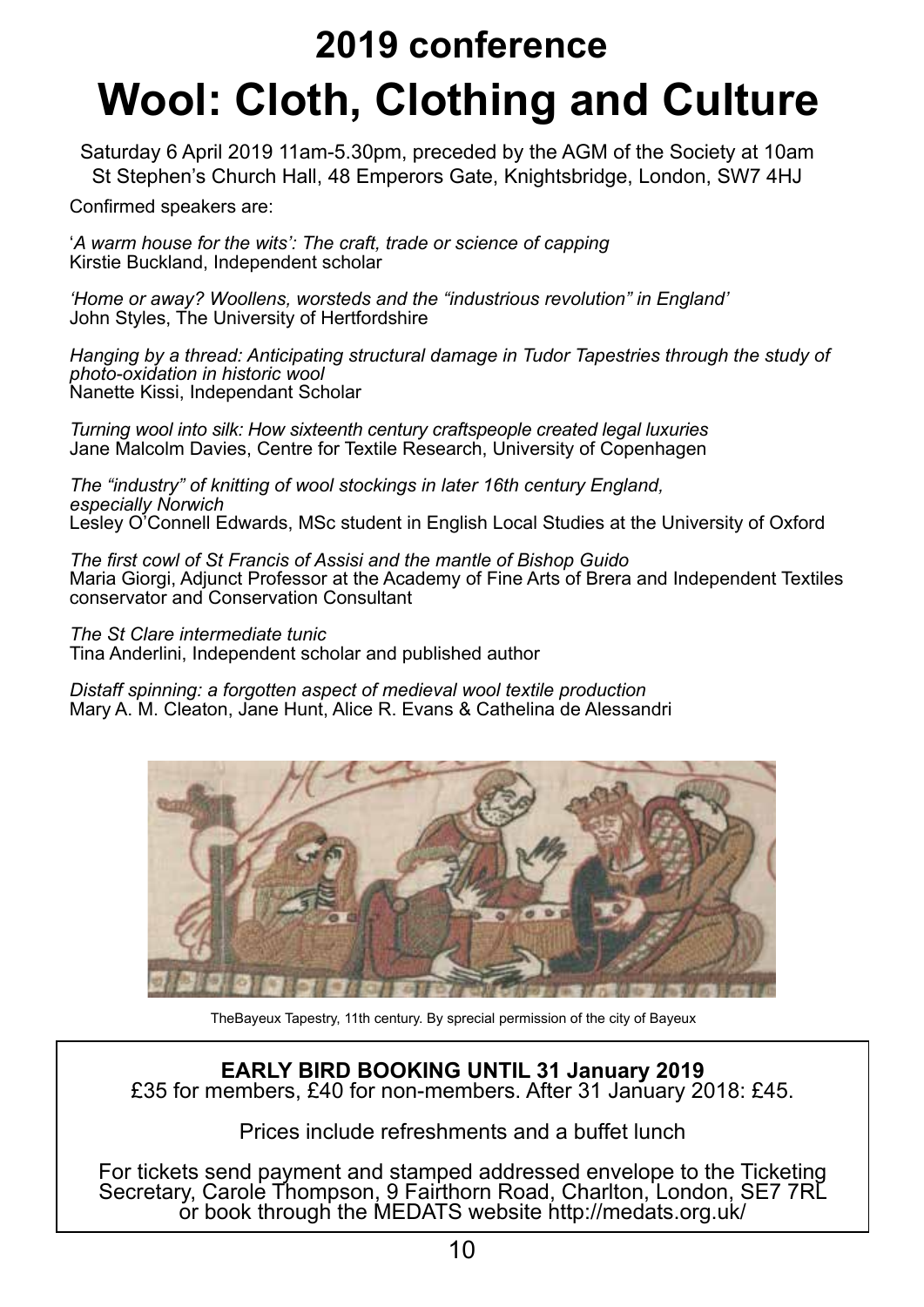# 2019 conference

# Wool: Cloth, Clothing and Culture

Saturday 6 April 2019 11am-5.30pm, preceded by the AGM of the Society at 10am
St Stephen's Church Hall, 48 Emperors Gate, Knightsbridge, London, SW7 4HJ

Confirmed speakers are:

'*A warm house for the wits': The craft, trade or science of capping*
Kirstie Buckland, Independent scholar

*'Home or away? Woollens, worsteds and the "industrious revolution" in England'*
John Styles, The University of Hertfordshire

*Hanging by a thread: Anticipating structural damage in Tudor Tapestries through the study of photo-oxidation in historic wool*
Nanette Kissi, Independant Scholar

*Turning wool into silk: How sixteenth century craftspeople created legal luxuries*
Jane Malcolm Davies, Centre for Textile Research, University of Copenhagen

*The "industry" of knitting of wool stockings in later 16th century England, especially Norwich*
Lesley O'Connell Edwards, MSc student in English Local Studies at the University of Oxford

*The first cowl of St Francis of Assisi and the mantle of Bishop Guido*
Maria Giorgi, Adjunct Professor at the Academy of Fine Arts of Brera and Independent Textiles conservator and Conservation Consultant

*The St Clare intermediate tunic*
Tina Anderlini, Independent scholar and published author

*Distaff spinning: a forgotten aspect of medieval wool textile production*
Mary A. M. Cleaton, Jane Hunt, Alice R. Evans & Cathelina de Alessandri

TheBayeux Tapestry, 11th century. By sprecial permission of the city of Bayeux

**EARLY BIRD BOOKING UNTIL 31 January 2019**
£35 for members, £40 for non-members. After 31 January 2018: £45.

Prices include refreshments and a buffet lunch

For tickets send payment and stamped addressed envelope to the Ticketing Secretary, Carole Thompson, 9 Fairthorn Road, Charlton, London, SE7 7RL or book through the MEDATS website http://medats.org.uk/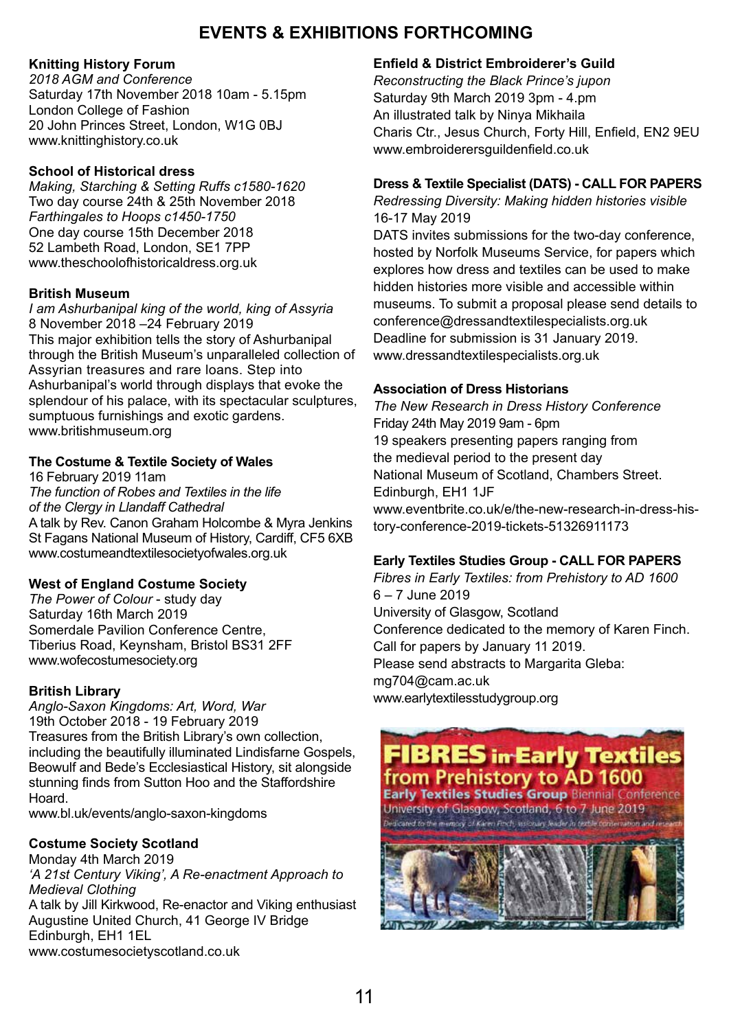# EVENTS & EXHIBITIONS FORTHCOMING

**Knitting History Forum**
*2018 AGM and Conference*
Saturday 17th November 2018 10am - 5.15pm
London College of Fashion
20 John Princes Street, London, W1G 0BJ
www.knittinghistory.co.uk

**School of Historical dress**
*Making, Starching & Setting Ruffs c1580-1620*
Two day course 24th & 25th November 2018
*Farthingales to Hoops c1450-1750*
One day course 15th December 2018
52 Lambeth Road, London, SE1 7PP
www.theschoolofhistoricaldress.org.uk

**British Museum**
*I am Ashurbanipal king of the world, king of Assyria*
8 November 2018 –24 February 2019
This major exhibition tells the story of Ashurbanipal through the British Museum's unparalleled collection of Assyrian treasures and rare loans. Step into Ashurbanipal's world through displays that evoke the splendour of his palace, with its spectacular sculptures, sumptuous furnishings and exotic gardens.
www.britishmuseum.org

**The Costume & Textile Society of Wales**
16 February 2019 11am
*The function of Robes and Textiles in the life of the Clergy in Llandaff Cathedral*
A talk by Rev. Canon Graham Holcombe & Myra Jenkins
St Fagans National Museum of History, Cardiff, CF5 6XB
www.costumeandtextilesocietyofwales.org.uk

**West of England Costume Society**
*The Power of Colour* - study day
Saturday 16th March 2019
Somerdale Pavilion Conference Centre,
Tiberius Road, Keynsham, Bristol BS31 2FF
www.wofecostumesociety.org

**British Library**
*Anglo-Saxon Kingdoms: Art, Word, War*
19th October 2018 - 19 February 2019
Treasures from the British Library's own collection, including the beautifully illuminated Lindisfarne Gospels, Beowulf and Bede's Ecclesiastical History, sit alongside stunning finds from Sutton Hoo and the Staffordshire Hoard.
www.bl.uk/events/anglo-saxon-kingdoms

**Costume Society Scotland**
Monday 4th March 2019
*'A 21st Century Viking', A Re-enactment Approach to Medieval Clothing*
A talk by Jill Kirkwood, Re-enactor and Viking enthusiast
Augustine United Church, 41 George IV Bridge
Edinburgh, EH1 1EL
www.costumesocietyscotland.co.uk

**Enfield & District Embroiderer's Guild**
*Reconstructing the Black Prince's jupon*
Saturday 9th March 2019 3pm - 4.pm
An illustrated talk by Ninya Mikhaila
Charis Ctr., Jesus Church, Forty Hill, Enfield, EN2 9EU
www.embroiderersguildenfield.co.uk

**Dress & Textile Specialist (DATS) - CALL FOR PAPERS**
*Redressing Diversity: Making hidden histories visible*
16-17 May 2019
DATS invites submissions for the two-day conference, hosted by Norfolk Museums Service, for papers which explores how dress and textiles can be used to make hidden histories more visible and accessible within museums. To submit a proposal please send details to conference@dressandtextilespecialists.org.uk
Deadline for submission is 31 January 2019.
www.dressandtextilespecialists.org.uk

**Association of Dress Historians**
*The New Research in Dress History Conference*
Friday 24th May 2019 9am - 6pm
19 speakers presenting papers ranging from the medieval period to the present day
National Museum of Scotland, Chambers Street.
Edinburgh, EH1 1JF
www.eventbrite.co.uk/e/the-new-research-in-dress-history-conference-2019-tickets-51326911173

**Early Textiles Studies Group - CALL FOR PAPERS**
*Fibres in Early Textiles: from Prehistory to AD 1600*
6 – 7 June 2019
University of Glasgow, Scotland
Conference dedicated to the memory of Karen Finch.
Call for papers by January 11 2019.
Please send abstracts to Margarita Gleba:
mg704@cam.ac.uk
www.earlytextilesstudygroup.org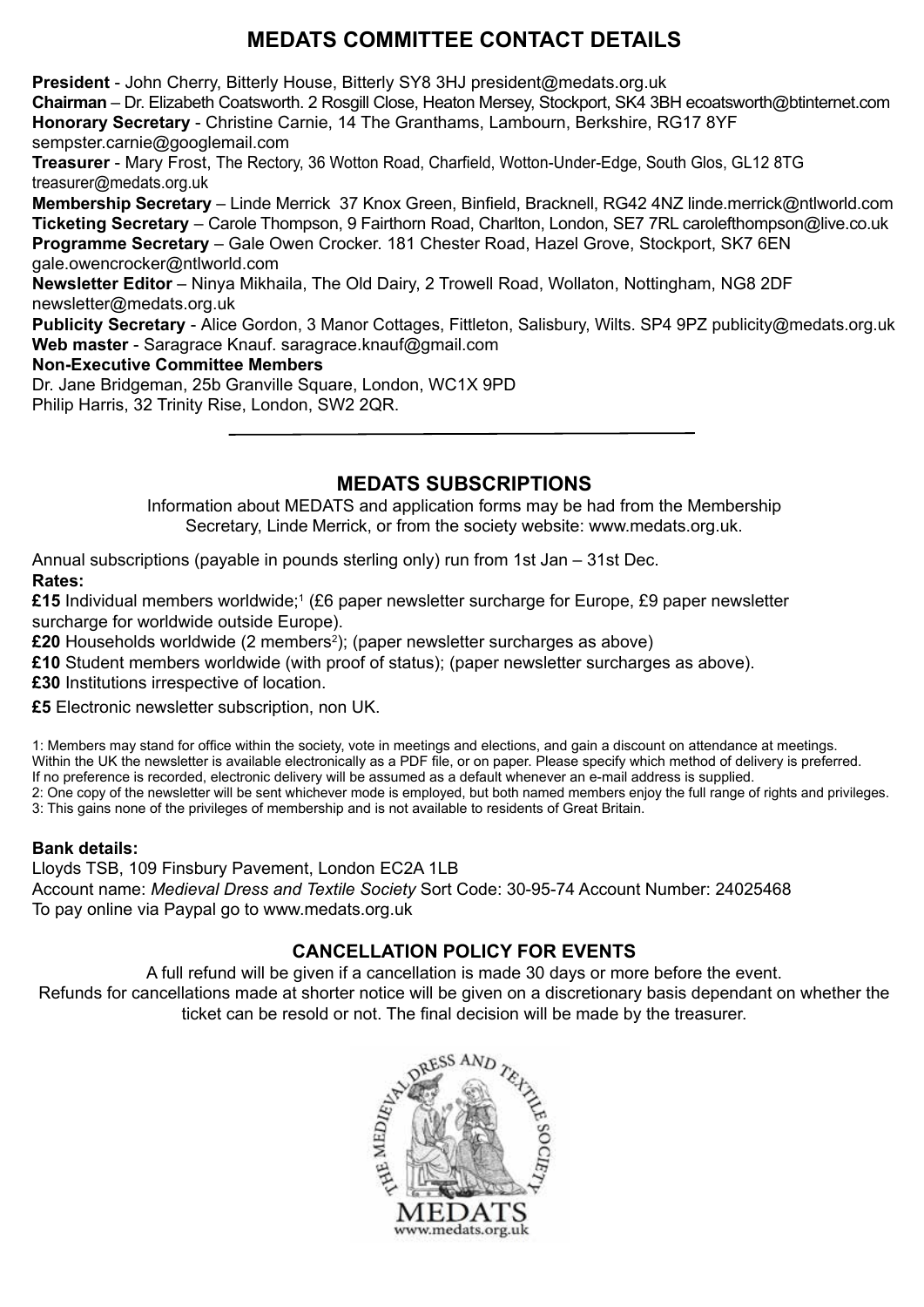## MEDATS COMMITTEE CONTACT DETAILS

**President** - John Cherry, Bitterly House, Bitterly SY8 3HJ president@medats.org.uk
**Chairman** – Dr. Elizabeth Coatsworth. 2 Rosgill Close, Heaton Mersey, Stockport, SK4 3BH ecoatsworth@btinternet.com
**Honorary Secretary** - Christine Carnie, 14 The Granthams, Lambourn, Berkshire, RG17 8YF sempster.carnie@googlemail.com
**Treasurer** - Mary Frost, The Rectory, 36 Wotton Road, Charfield, Wotton-Under-Edge, South Glos, GL12 8TG treasurer@medats.org.uk
**Membership Secretary** – Linde Merrick 37 Knox Green, Binfield, Bracknell, RG42 4NZ linde.merrick@ntlworld.com
**Ticketing Secretary** – Carole Thompson, 9 Fairthorn Road, Charlton, London, SE7 7RL carolefthompson@live.co.uk
**Programme Secretary** – Gale Owen Crocker. 181 Chester Road, Hazel Grove, Stockport, SK7 6EN gale.owencrocker@ntlworld.com
**Newsletter Editor** – Ninya Mikhaila, The Old Dairy, 2 Trowell Road, Wollaton, Nottingham, NG8 2DF newsletter@medats.org.uk
**Publicity Secretary** - Alice Gordon, 3 Manor Cottages, Fittleton, Salisbury, Wilts. SP4 9PZ publicity@medats.org.uk
**Web master** - Saragrace Knauf. saragrace.knauf@gmail.com
**Non-Executive Committee Members**
Dr. Jane Bridgeman, 25b Granville Square, London, WC1X 9PD
Philip Harris, 32 Trinity Rise, London, SW2 2QR.

## MEDATS SUBSCRIPTIONS

Information about MEDATS and application forms may be had from the Membership Secretary, Linde Merrick, or from the society website: www.medats.org.uk.

Annual subscriptions (payable in pounds sterling only) run from 1st Jan – 31st Dec.

**Rates:**

**£15** Individual members worldwide;[1] (£6 paper newsletter surcharge for Europe, £9 paper newsletter surcharge for worldwide outside Europe).
**£20** Households worldwide (2 members[2]); (paper newsletter surcharges as above)
**£10** Student members worldwide (with proof of status); (paper newsletter surcharges as above).
**£30** Institutions irrespective of location.
**£5** Electronic newsletter subscription, non UK.

1: Members may stand for office within the society, vote in meetings and elections, and gain a discount on attendance at meetings. Within the UK the newsletter is available electronically as a PDF file, or on paper. Please specify which method of delivery is preferred. If no preference is recorded, electronic delivery will be assumed as a default whenever an e-mail address is supplied.
2: One copy of the newsletter will be sent whichever mode is employed, but both named members enjoy the full range of rights and privileges.
3: This gains none of the privileges of membership and is not available to residents of Great Britain.

**Bank details:**
Lloyds TSB, 109 Finsbury Pavement, London EC2A 1LB
Account name: *Medieval Dress and Textile Society* Sort Code: 30-95-74 Account Number: 24025468
To pay online via Paypal go to www.medats.org.uk

### CANCELLATION POLICY FOR EVENTS

A full refund will be given if a cancellation is made 30 days or more before the event.
Refunds for cancellations made at shorter notice will be given on a discretionary basis dependant on whether the ticket can be resold or not. The final decision will be made by the treasurer.

THE MEDIEVAL DRESS AND TEXTILE SOCIETY
MEDATS
www.medats.org.uk